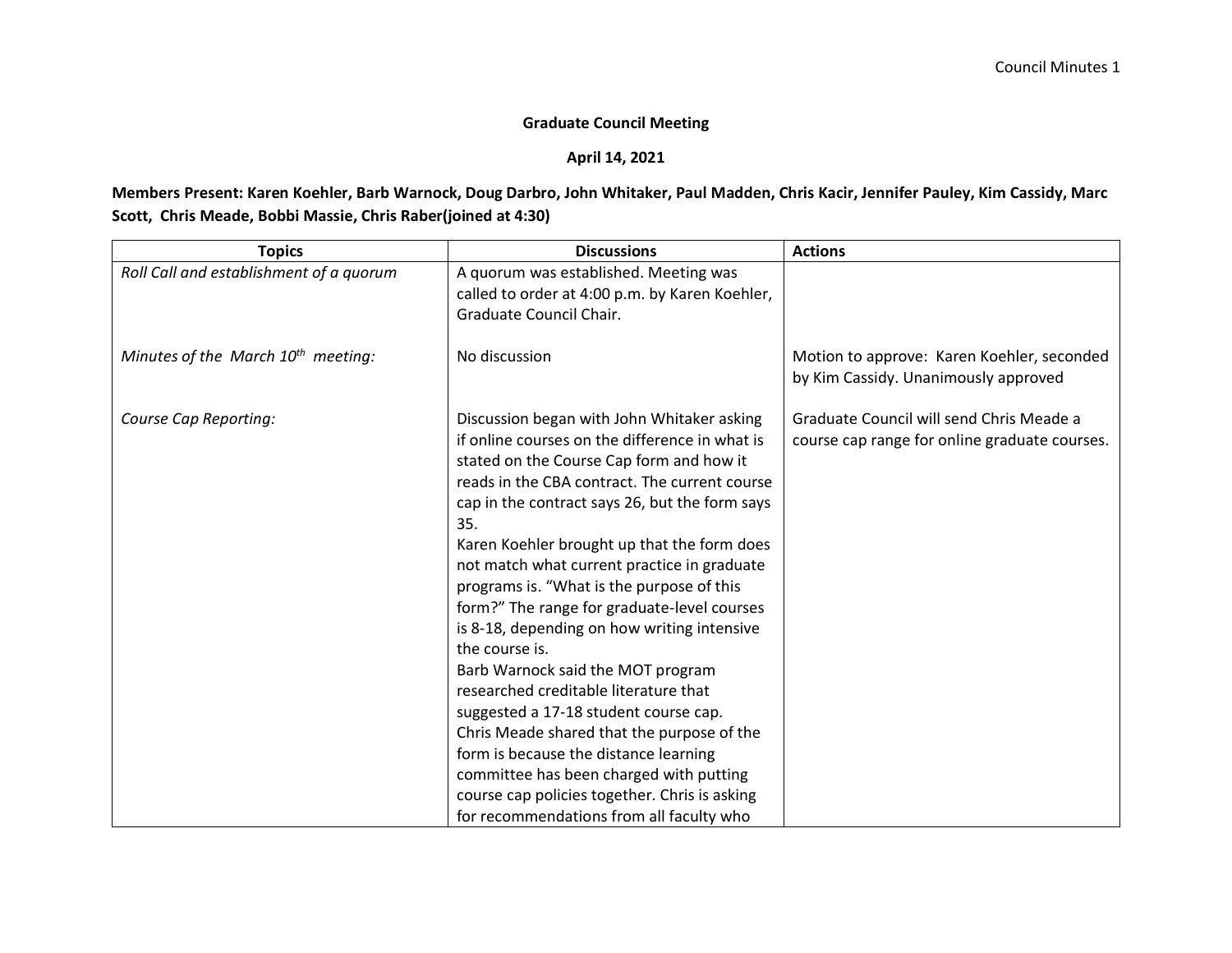**Graduate Council Meeting**

**April 14, 2021**

**Members Present: Karen Koehler, Barb Warnock, Doug Darbro, John Whitaker, Paul Madden, Chris Kacir, Jennifer Pauley, Kim Cassidy, Marc Scott, Chris Meade, Bobbi Massie, Chris Raber(joined at 4:30)**

| Topics | Discussions | Actions |
|---|---|---|
| *Roll Call and establishment of a quorum* | A quorum was established. Meeting was called to order at 4:00 p.m. by Karen Koehler, Graduate Council Chair. | |
| *Minutes of the March 10th meeting:* | No discussion | Motion to approve: Karen Koehler, seconded by Kim Cassidy. Unanimously approved |
| *Course Cap Reporting:* | Discussion began with John Whitaker asking if online courses on the difference in what is stated on the Course Cap form and how it reads in the CBA contract. The current course cap in the contract says 26, but the form says 35.<br>Karen Koehler brought up that the form does not match what current practice in graduate programs is. "What is the purpose of this form?" The range for graduate-level courses is 8-18, depending on how writing intensive the course is.<br>Barb Warnock said the MOT program researched creditable literature that suggested a 17-18 student course cap.<br>Chris Meade shared that the purpose of the form is because the distance learning committee has been charged with putting course cap policies together. Chris is asking for recommendations from all faculty who | Graduate Council will send Chris Meade a course cap range for online graduate courses. |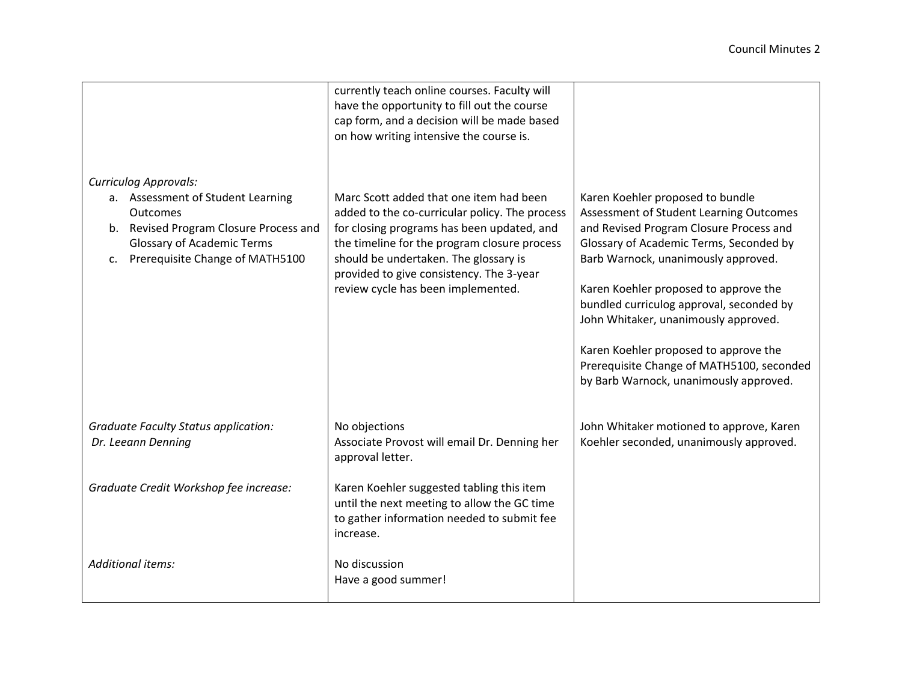| | | |
|---|---|---|
| | currently teach online courses. Faculty will have the opportunity to fill out the course cap form, and a decision will be made based on how writing intensive the course is. | |
| *Curriculog Approvals:*<br>a. Assessment of Student Learning Outcomes<br>b. Revised Program Closure Process and Glossary of Academic Terms<br>c. Prerequisite Change of MATH5100 | Marc Scott added that one item had been added to the co-curricular policy. The process for closing programs has been updated, and the timeline for the program closure process should be undertaken. The glossary is provided to give consistency. The 3-year review cycle has been implemented. | Karen Koehler proposed to bundle Assessment of Student Learning Outcomes and Revised Program Closure Process and Glossary of Academic Terms, Seconded by Barb Warnock, unanimously approved.<br><br>Karen Koehler proposed to approve the bundled curriculog approval, seconded by John Whitaker, unanimously approved.<br><br>Karen Koehler proposed to approve the Prerequisite Change of MATH5100, seconded by Barb Warnock, unanimously approved. |
| *Graduate Faculty Status application:*<br>*Dr. Leeann Denning* | No objections<br>Associate Provost will email Dr. Denning her approval letter. | John Whitaker motioned to approve, Karen Koehler seconded, unanimously approved. |
| *Graduate Credit Workshop fee increase:* | Karen Koehler suggested tabling this item until the next meeting to allow the GC time to gather information needed to submit fee increase. | |
| *Additional items:* | No discussion<br>Have a good summer! | |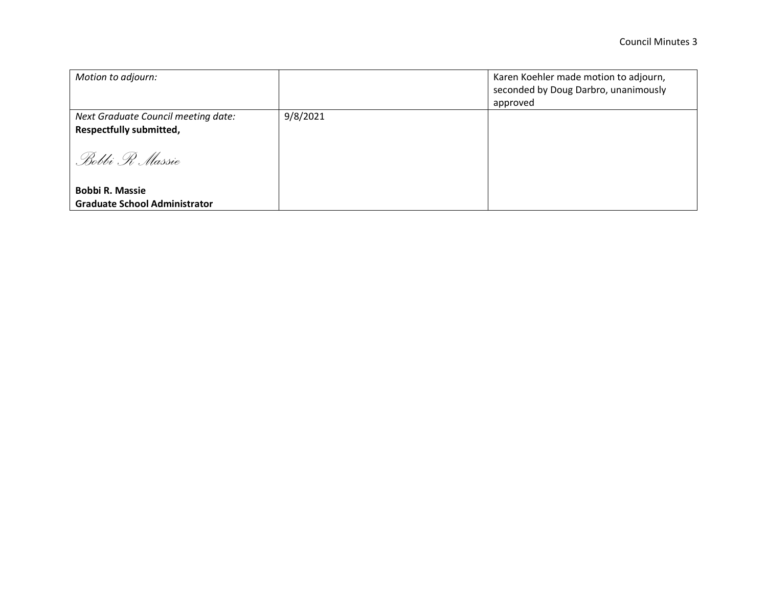| | | |
|---|---|---|
| *Motion to adjourn:* | | Karen Koehler made motion to adjourn, seconded by Doug Darbro, unanimously approved |
| *Next Graduate Council meeting date:*<br>**Respectfully submitted,**<br><br>*Bobbi R Massie*<br><br>**Bobbi R. Massie**<br>**Graduate School Administrator** | 9/8/2021 | |